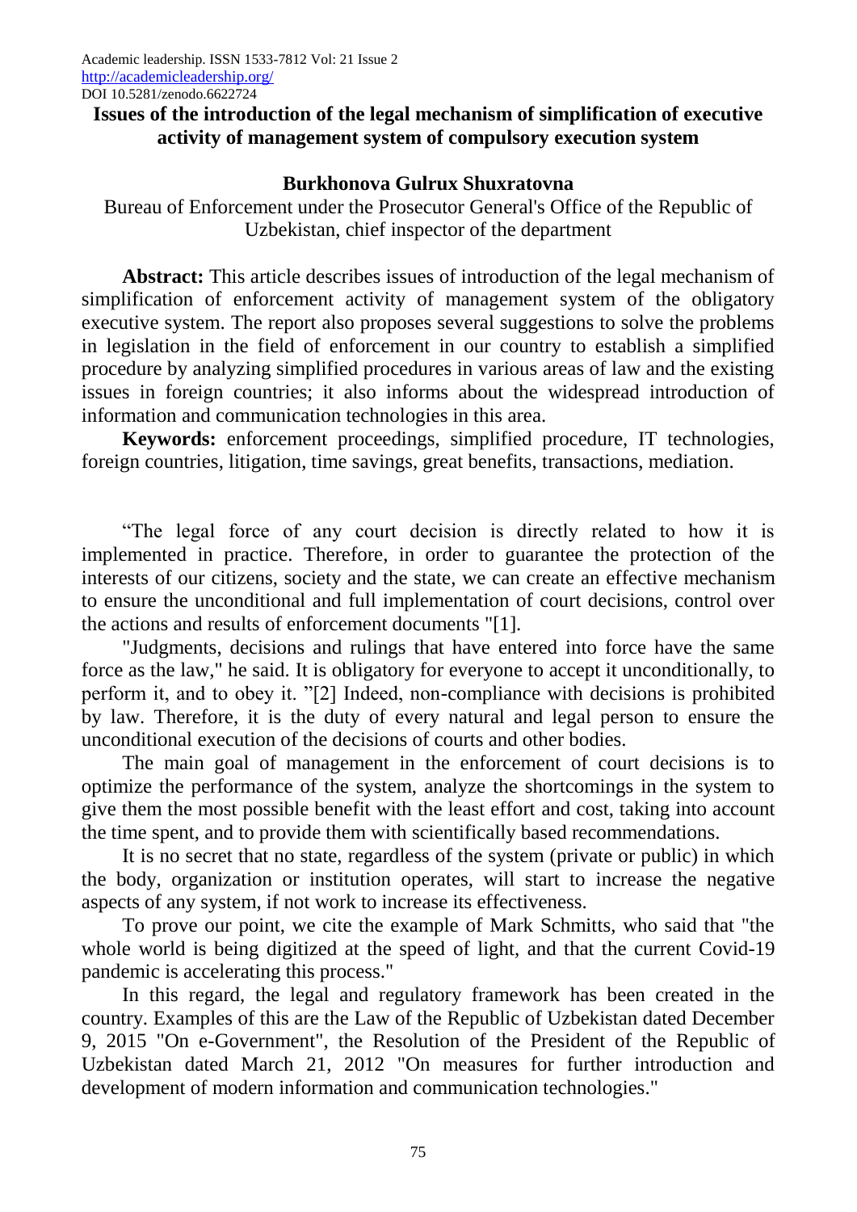Academic leadership. ISSN 1533-7812 Vol: 21 Issue 2
http://academicleadership.org/
DOI 10.5281/zenodo.6622724

# Issues of the introduction of the legal mechanism of simplification of executive activity of management system of compulsory execution system

**Burkhonova Gulrux Shuxratovna**

Bureau of Enforcement under the Prosecutor General's Office of the Republic of Uzbekistan, chief inspector of the department

**Abstract:** This article describes issues of introduction of the legal mechanism of simplification of enforcement activity of management system of the obligatory executive system. The report also proposes several suggestions to solve the problems in legislation in the field of enforcement in our country to establish a simplified procedure by analyzing simplified procedures in various areas of law and the existing issues in foreign countries; it also informs about the widespread introduction of information and communication technologies in this area.

**Keywords:** enforcement proceedings, simplified procedure, IT technologies, foreign countries, litigation, time savings, great benefits, transactions, mediation.

"The legal force of any court decision is directly related to how it is implemented in practice. Therefore, in order to guarantee the protection of the interests of our citizens, society and the state, we can create an effective mechanism to ensure the unconditional and full implementation of court decisions, control over the actions and results of enforcement documents "[1].

"Judgments, decisions and rulings that have entered into force have the same force as the law," he said. It is obligatory for everyone to accept it unconditionally, to perform it, and to obey it. "[2] Indeed, non-compliance with decisions is prohibited by law. Therefore, it is the duty of every natural and legal person to ensure the unconditional execution of the decisions of courts and other bodies.

The main goal of management in the enforcement of court decisions is to optimize the performance of the system, analyze the shortcomings in the system to give them the most possible benefit with the least effort and cost, taking into account the time spent, and to provide them with scientifically based recommendations.

It is no secret that no state, regardless of the system (private or public) in which the body, organization or institution operates, will start to increase the negative aspects of any system, if not work to increase its effectiveness.

To prove our point, we cite the example of Mark Schmitts, who said that "the whole world is being digitized at the speed of light, and that the current Covid-19 pandemic is accelerating this process."

In this regard, the legal and regulatory framework has been created in the country. Examples of this are the Law of the Republic of Uzbekistan dated December 9, 2015 "On e-Government", the Resolution of the President of the Republic of Uzbekistan dated March 21, 2012 "On measures for further introduction and development of modern information and communication technologies."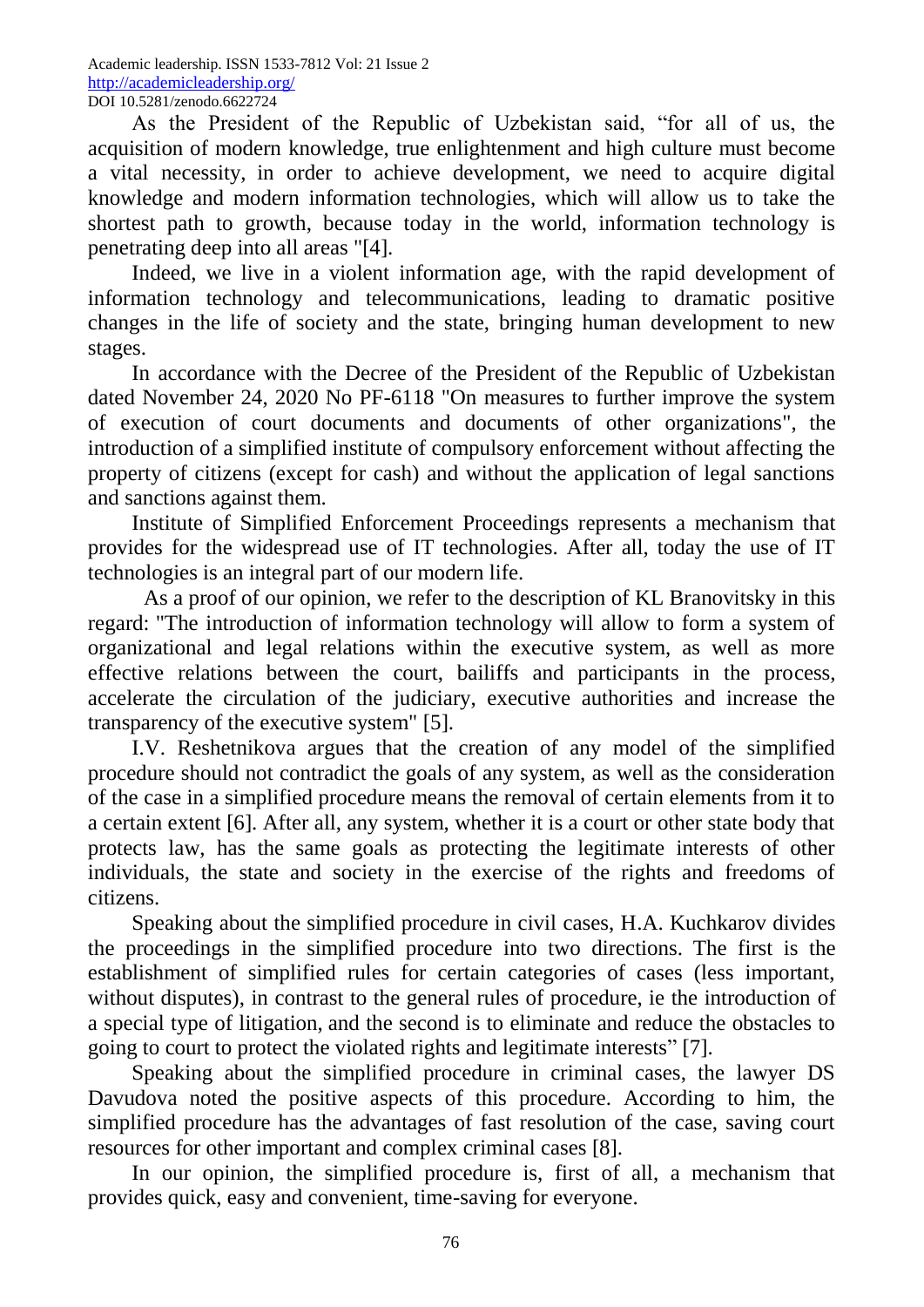As the President of the Republic of Uzbekistan said, “for all of us, the acquisition of modern knowledge, true enlightenment and high culture must become a vital necessity, in order to achieve development, we need to acquire digital knowledge and modern information technologies, which will allow us to take the shortest path to growth, because today in the world, information technology is penetrating deep into all areas "[4].

Indeed, we live in a violent information age, with the rapid development of information technology and telecommunications, leading to dramatic positive changes in the life of society and the state, bringing human development to new stages.

In accordance with the Decree of the President of the Republic of Uzbekistan dated November 24, 2020 No PF-6118 "On measures to further improve the system of execution of court documents and documents of other organizations", the introduction of a simplified institute of compulsory enforcement without affecting the property of citizens (except for cash) and without the application of legal sanctions and sanctions against them.

Institute of Simplified Enforcement Proceedings represents a mechanism that provides for the widespread use of IT technologies. After all, today the use of IT technologies is an integral part of our modern life.

As a proof of our opinion, we refer to the description of KL Branovitsky in this regard: "The introduction of information technology will allow to form a system of organizational and legal relations within the executive system, as well as more effective relations between the court, bailiffs and participants in the process, accelerate the circulation of the judiciary, executive authorities and increase the transparency of the executive system" [5].

I.V. Reshetnikova argues that the creation of any model of the simplified procedure should not contradict the goals of any system, as well as the consideration of the case in a simplified procedure means the removal of certain elements from it to a certain extent [6]. After all, any system, whether it is a court or other state body that protects law, has the same goals as protecting the legitimate interests of other individuals, the state and society in the exercise of the rights and freedoms of citizens.

Speaking about the simplified procedure in civil cases, H.A. Kuchkarov divides the proceedings in the simplified procedure into two directions. The first is the establishment of simplified rules for certain categories of cases (less important, without disputes), in contrast to the general rules of procedure, ie the introduction of a special type of litigation, and the second is to eliminate and reduce the obstacles to going to court to protect the violated rights and legitimate interests” [7].

Speaking about the simplified procedure in criminal cases, the lawyer DS Davudova noted the positive aspects of this procedure. According to him, the simplified procedure has the advantages of fast resolution of the case, saving court resources for other important and complex criminal cases [8].

In our opinion, the simplified procedure is, first of all, a mechanism that provides quick, easy and convenient, time-saving for everyone.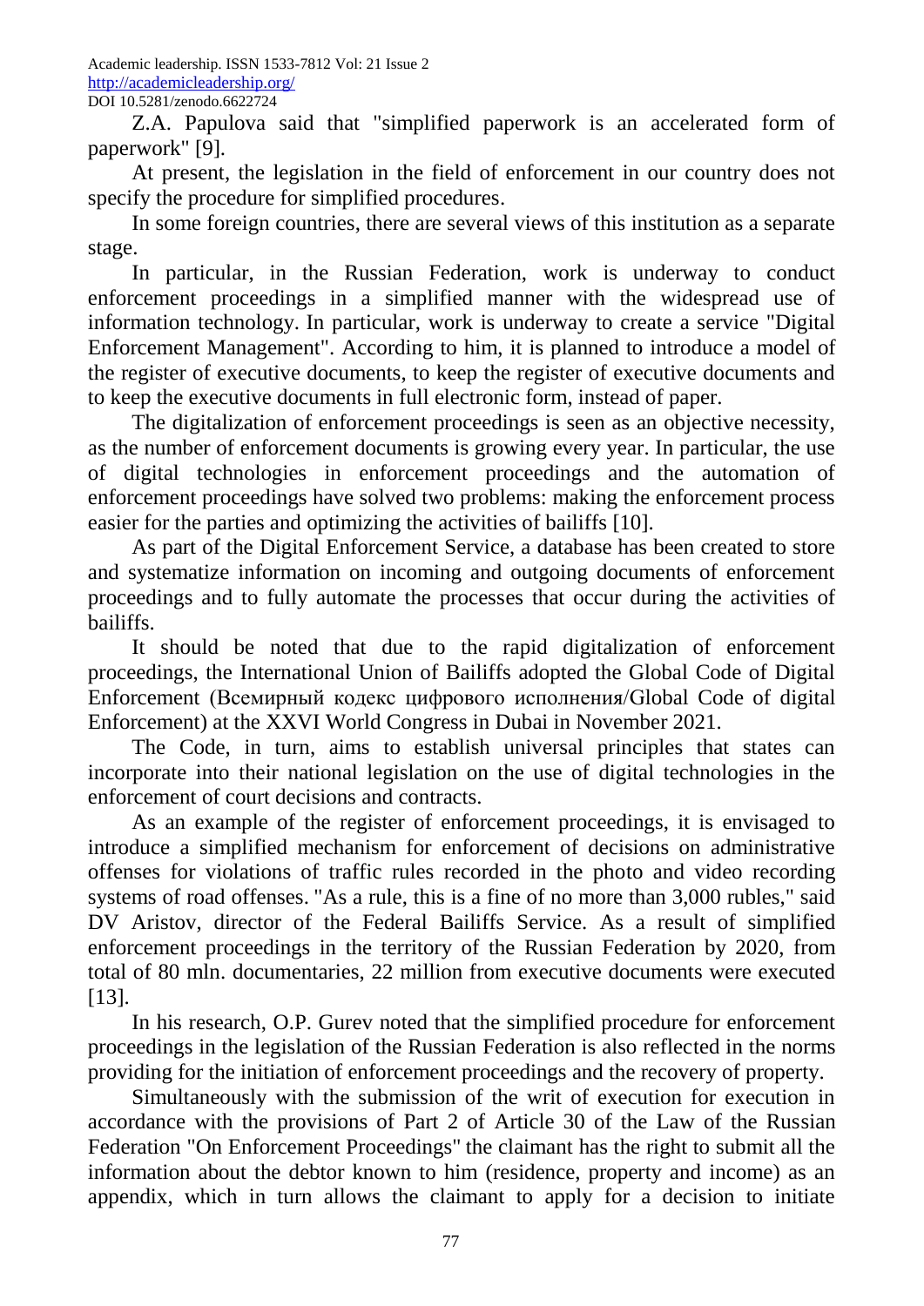Z.A. Papulova said that "simplified paperwork is an accelerated form of paperwork" [9].

At present, the legislation in the field of enforcement in our country does not specify the procedure for simplified procedures.

In some foreign countries, there are several views of this institution as a separate stage.

In particular, in the Russian Federation, work is underway to conduct enforcement proceedings in a simplified manner with the widespread use of information technology. In particular, work is underway to create a service "Digital Enforcement Management". According to him, it is planned to introduce a model of the register of executive documents, to keep the register of executive documents and to keep the executive documents in full electronic form, instead of paper.

The digitalization of enforcement proceedings is seen as an objective necessity, as the number of enforcement documents is growing every year. In particular, the use of digital technologies in enforcement proceedings and the automation of enforcement proceedings have solved two problems: making the enforcement process easier for the parties and optimizing the activities of bailiffs [10].

As part of the Digital Enforcement Service, a database has been created to store and systematize information on incoming and outgoing documents of enforcement proceedings and to fully automate the processes that occur during the activities of bailiffs.

It should be noted that due to the rapid digitalization of enforcement proceedings, the International Union of Bailiffs adopted the Global Code of Digital Enforcement (Всемирный кодекс цифрового исполнения/Global Code of digital Enforcement) at the XXVI World Congress in Dubai in November 2021.

The Code, in turn, aims to establish universal principles that states can incorporate into their national legislation on the use of digital technologies in the enforcement of court decisions and contracts.

As an example of the register of enforcement proceedings, it is envisaged to introduce a simplified mechanism for enforcement of decisions on administrative offenses for violations of traffic rules recorded in the photo and video recording systems of road offenses. "As a rule, this is a fine of no more than 3,000 rubles," said DV Aristov, director of the Federal Bailiffs Service. As a result of simplified enforcement proceedings in the territory of the Russian Federation by 2020, from total of 80 mln. documentaries, 22 million from executive documents were executed [13].

In his research, O.P. Gurev noted that the simplified procedure for enforcement proceedings in the legislation of the Russian Federation is also reflected in the norms providing for the initiation of enforcement proceedings and the recovery of property.

Simultaneously with the submission of the writ of execution for execution in accordance with the provisions of Part 2 of Article 30 of the Law of the Russian Federation "On Enforcement Proceedings" the claimant has the right to submit all the information about the debtor known to him (residence, property and income) as an appendix, which in turn allows the claimant to apply for a decision to initiate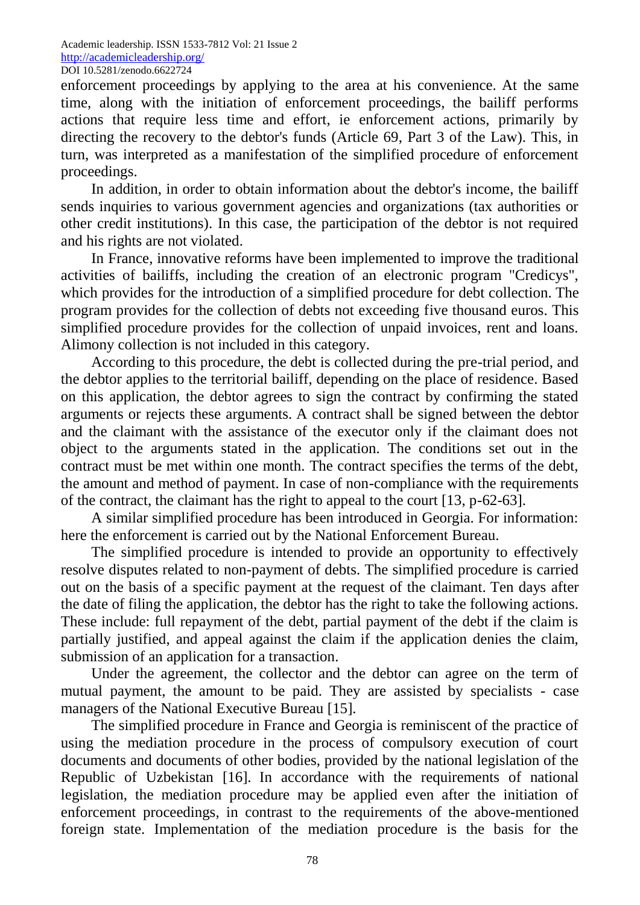enforcement proceedings by applying to the area at his convenience. At the same time, along with the initiation of enforcement proceedings, the bailiff performs actions that require less time and effort, ie enforcement actions, primarily by directing the recovery to the debtor's funds (Article 69, Part 3 of the Law). This, in turn, was interpreted as a manifestation of the simplified procedure of enforcement proceedings.

In addition, in order to obtain information about the debtor's income, the bailiff sends inquiries to various government agencies and organizations (tax authorities or other credit institutions). In this case, the participation of the debtor is not required and his rights are not violated.

In France, innovative reforms have been implemented to improve the traditional activities of bailiffs, including the creation of an electronic program "Credicys", which provides for the introduction of a simplified procedure for debt collection. The program provides for the collection of debts not exceeding five thousand euros. This simplified procedure provides for the collection of unpaid invoices, rent and loans. Alimony collection is not included in this category.

According to this procedure, the debt is collected during the pre-trial period, and the debtor applies to the territorial bailiff, depending on the place of residence. Based on this application, the debtor agrees to sign the contract by confirming the stated arguments or rejects these arguments. A contract shall be signed between the debtor and the claimant with the assistance of the executor only if the claimant does not object to the arguments stated in the application. The conditions set out in the contract must be met within one month. The contract specifies the terms of the debt, the amount and method of payment. In case of non-compliance with the requirements of the contract, the claimant has the right to appeal to the court [13, p-62-63].

A similar simplified procedure has been introduced in Georgia. For information: here the enforcement is carried out by the National Enforcement Bureau.

The simplified procedure is intended to provide an opportunity to effectively resolve disputes related to non-payment of debts. The simplified procedure is carried out on the basis of a specific payment at the request of the claimant. Ten days after the date of filing the application, the debtor has the right to take the following actions. These include: full repayment of the debt, partial payment of the debt if the claim is partially justified, and appeal against the claim if the application denies the claim, submission of an application for a transaction.

Under the agreement, the collector and the debtor can agree on the term of mutual payment, the amount to be paid. They are assisted by specialists - case managers of the National Executive Bureau [15].

The simplified procedure in France and Georgia is reminiscent of the practice of using the mediation procedure in the process of compulsory execution of court documents and documents of other bodies, provided by the national legislation of the Republic of Uzbekistan [16]. In accordance with the requirements of national legislation, the mediation procedure may be applied even after the initiation of enforcement proceedings, in contrast to the requirements of the above-mentioned foreign state. Implementation of the mediation procedure is the basis for the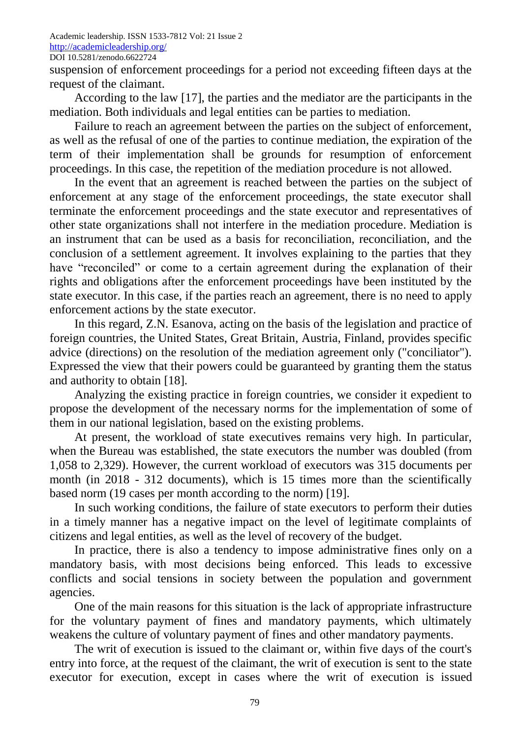suspension of enforcement proceedings for a period not exceeding fifteen days at the request of the claimant.

According to the law [17], the parties and the mediator are the participants in the mediation. Both individuals and legal entities can be parties to mediation.

Failure to reach an agreement between the parties on the subject of enforcement, as well as the refusal of one of the parties to continue mediation, the expiration of the term of their implementation shall be grounds for resumption of enforcement proceedings. In this case, the repetition of the mediation procedure is not allowed.

In the event that an agreement is reached between the parties on the subject of enforcement at any stage of the enforcement proceedings, the state executor shall terminate the enforcement proceedings and the state executor and representatives of other state organizations shall not interfere in the mediation procedure. Mediation is an instrument that can be used as a basis for reconciliation, reconciliation, and the conclusion of a settlement agreement. It involves explaining to the parties that they have "reconciled" or come to a certain agreement during the explanation of their rights and obligations after the enforcement proceedings have been instituted by the state executor. In this case, if the parties reach an agreement, there is no need to apply enforcement actions by the state executor.

In this regard, Z.N. Esanova, acting on the basis of the legislation and practice of foreign countries, the United States, Great Britain, Austria, Finland, provides specific advice (directions) on the resolution of the mediation agreement only ("conciliator"). Expressed the view that their powers could be guaranteed by granting them the status and authority to obtain [18].

Analyzing the existing practice in foreign countries, we consider it expedient to propose the development of the necessary norms for the implementation of some of them in our national legislation, based on the existing problems.

At present, the workload of state executives remains very high. In particular, when the Bureau was established, the state executors the number was doubled (from 1,058 to 2,329). However, the current workload of executors was 315 documents per month (in 2018 - 312 documents), which is 15 times more than the scientifically based norm (19 cases per month according to the norm) [19].

In such working conditions, the failure of state executors to perform their duties in a timely manner has a negative impact on the level of legitimate complaints of citizens and legal entities, as well as the level of recovery of the budget.

In practice, there is also a tendency to impose administrative fines only on a mandatory basis, with most decisions being enforced. This leads to excessive conflicts and social tensions in society between the population and government agencies.

One of the main reasons for this situation is the lack of appropriate infrastructure for the voluntary payment of fines and mandatory payments, which ultimately weakens the culture of voluntary payment of fines and other mandatory payments.

The writ of execution is issued to the claimant or, within five days of the court's entry into force, at the request of the claimant, the writ of execution is sent to the state executor for execution, except in cases where the writ of execution is issued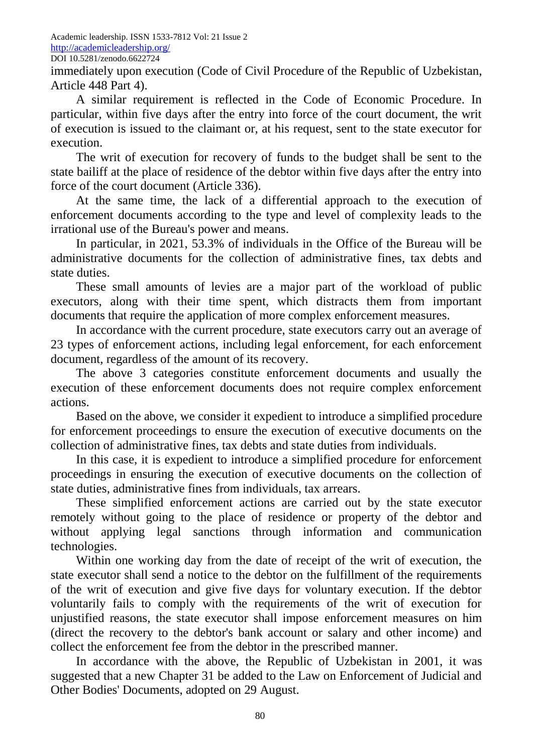immediately upon execution (Code of Civil Procedure of the Republic of Uzbekistan, Article 448 Part 4).

A similar requirement is reflected in the Code of Economic Procedure. In particular, within five days after the entry into force of the court document, the writ of execution is issued to the claimant or, at his request, sent to the state executor for execution.

The writ of execution for recovery of funds to the budget shall be sent to the state bailiff at the place of residence of the debtor within five days after the entry into force of the court document (Article 336).

At the same time, the lack of a differential approach to the execution of enforcement documents according to the type and level of complexity leads to the irrational use of the Bureau's power and means.

In particular, in 2021, 53.3% of individuals in the Office of the Bureau will be administrative documents for the collection of administrative fines, tax debts and state duties.

These small amounts of levies are a major part of the workload of public executors, along with their time spent, which distracts them from important documents that require the application of more complex enforcement measures.

In accordance with the current procedure, state executors carry out an average of 23 types of enforcement actions, including legal enforcement, for each enforcement document, regardless of the amount of its recovery.

The above 3 categories constitute enforcement documents and usually the execution of these enforcement documents does not require complex enforcement actions.

Based on the above, we consider it expedient to introduce a simplified procedure for enforcement proceedings to ensure the execution of executive documents on the collection of administrative fines, tax debts and state duties from individuals.

In this case, it is expedient to introduce a simplified procedure for enforcement proceedings in ensuring the execution of executive documents on the collection of state duties, administrative fines from individuals, tax arrears.

These simplified enforcement actions are carried out by the state executor remotely without going to the place of residence or property of the debtor and without applying legal sanctions through information and communication technologies.

Within one working day from the date of receipt of the writ of execution, the state executor shall send a notice to the debtor on the fulfillment of the requirements of the writ of execution and give five days for voluntary execution. If the debtor voluntarily fails to comply with the requirements of the writ of execution for unjustified reasons, the state executor shall impose enforcement measures on him (direct the recovery to the debtor's bank account or salary and other income) and collect the enforcement fee from the debtor in the prescribed manner.

In accordance with the above, the Republic of Uzbekistan in 2001, it was suggested that a new Chapter 31 be added to the Law on Enforcement of Judicial and Other Bodies' Documents, adopted on 29 August.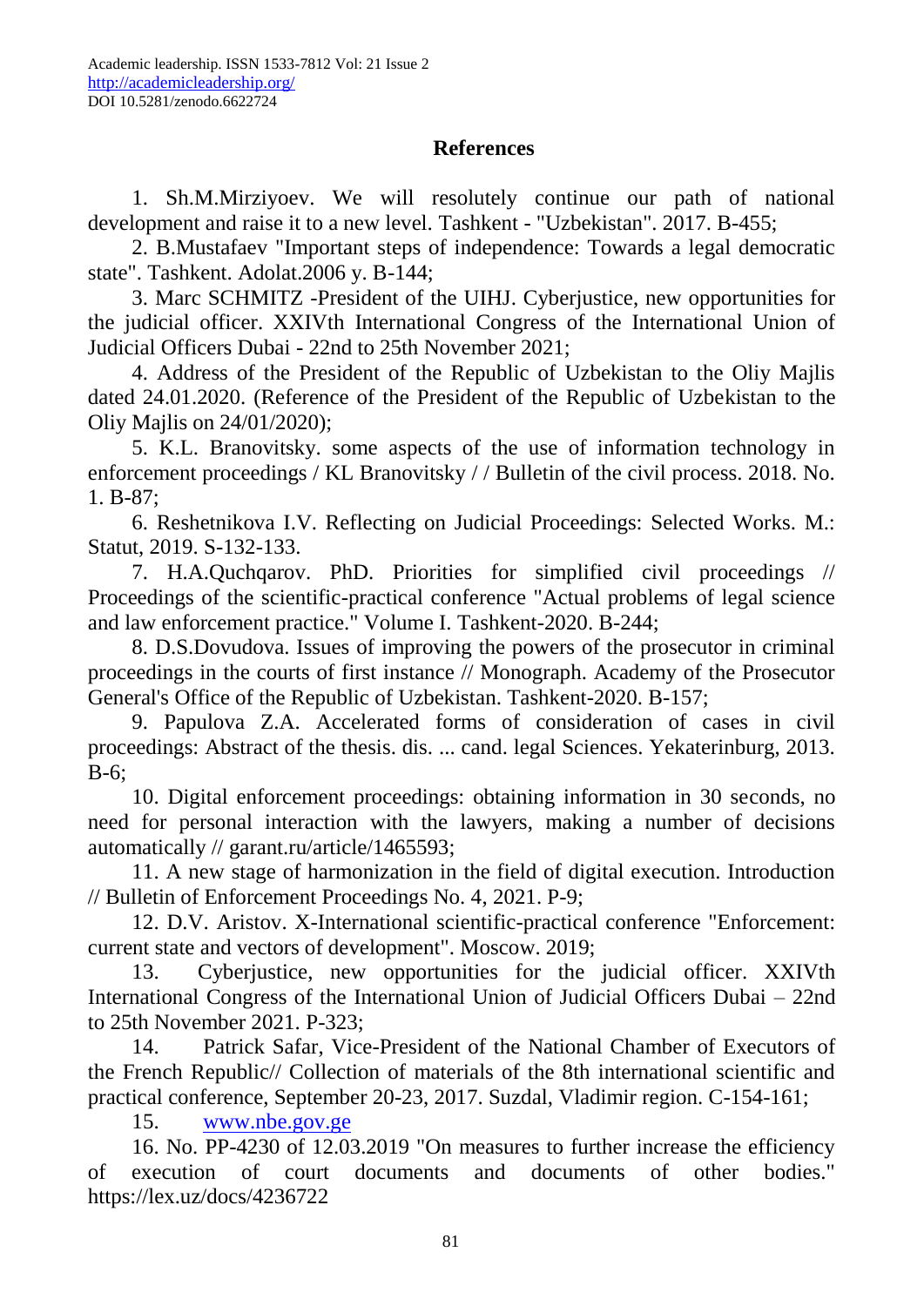## References

1. Sh.M.Mirziyoev. We will resolutely continue our path of national development and raise it to a new level. Tashkent - "Uzbekistan". 2017. B-455;
2. B.Mustafaev "Important steps of independence: Towards a legal democratic state". Tashkent. Adolat.2006 y. B-144;
3. Marc SCHMITZ -President of the UIHJ. Cyberjustice, new opportunities for the judicial officer. XXIVth International Congress of the International Union of Judicial Officers Dubai - 22nd to 25th November 2021;
4. Address of the President of the Republic of Uzbekistan to the Oliy Majlis dated 24.01.2020. (Reference of the President of the Republic of Uzbekistan to the Oliy Majlis on 24/01/2020);
5. K.L. Branovitsky. some aspects of the use of information technology in enforcement proceedings / KL Branovitsky / / Bulletin of the civil process. 2018. No. 1. B-87;
6. Reshetnikova I.V. Reflecting on Judicial Proceedings: Selected Works. M.: Statut, 2019. S-132-133.
7. H.A.Quchqarov. PhD. Priorities for simplified civil proceedings // Proceedings of the scientific-practical conference "Actual problems of legal science and law enforcement practice." Volume I. Tashkent-2020. B-244;
8. D.S.Dovudova. Issues of improving the powers of the prosecutor in criminal proceedings in the courts of first instance // Monograph. Academy of the Prosecutor General's Office of the Republic of Uzbekistan. Tashkent-2020. B-157;
9. Papulova Z.A. Accelerated forms of consideration of cases in civil proceedings: Abstract of the thesis. dis. ... cand. legal Sciences. Yekaterinburg, 2013. B-6;
10. Digital enforcement proceedings: obtaining information in 30 seconds, no need for personal interaction with the lawyers, making a number of decisions automatically // garant.ru/article/1465593;
11. A new stage of harmonization in the field of digital execution. Introduction // Bulletin of Enforcement Proceedings No. 4, 2021. P-9;
12. D.V. Aristov. X-International scientific-practical conference "Enforcement: current state and vectors of development". Moscow. 2019;
13. Cyberjustice, new opportunities for the judicial officer. XXIVth International Congress of the International Union of Judicial Officers Dubai – 22nd to 25th November 2021. P-323;
14. Patrick Safar, Vice-President of the National Chamber of Executors of the French Republic// Collection of materials of the 8th international scientific and practical conference, September 20-23, 2017. Suzdal, Vladimir region. C-154-161;
15. [www.nbe.gov.ge](http://www.nbe.gov.ge)
16. No. PP-4230 of 12.03.2019 "On measures to further increase the efficiency of execution of court documents and documents of other bodies." https://lex.uz/docs/4236722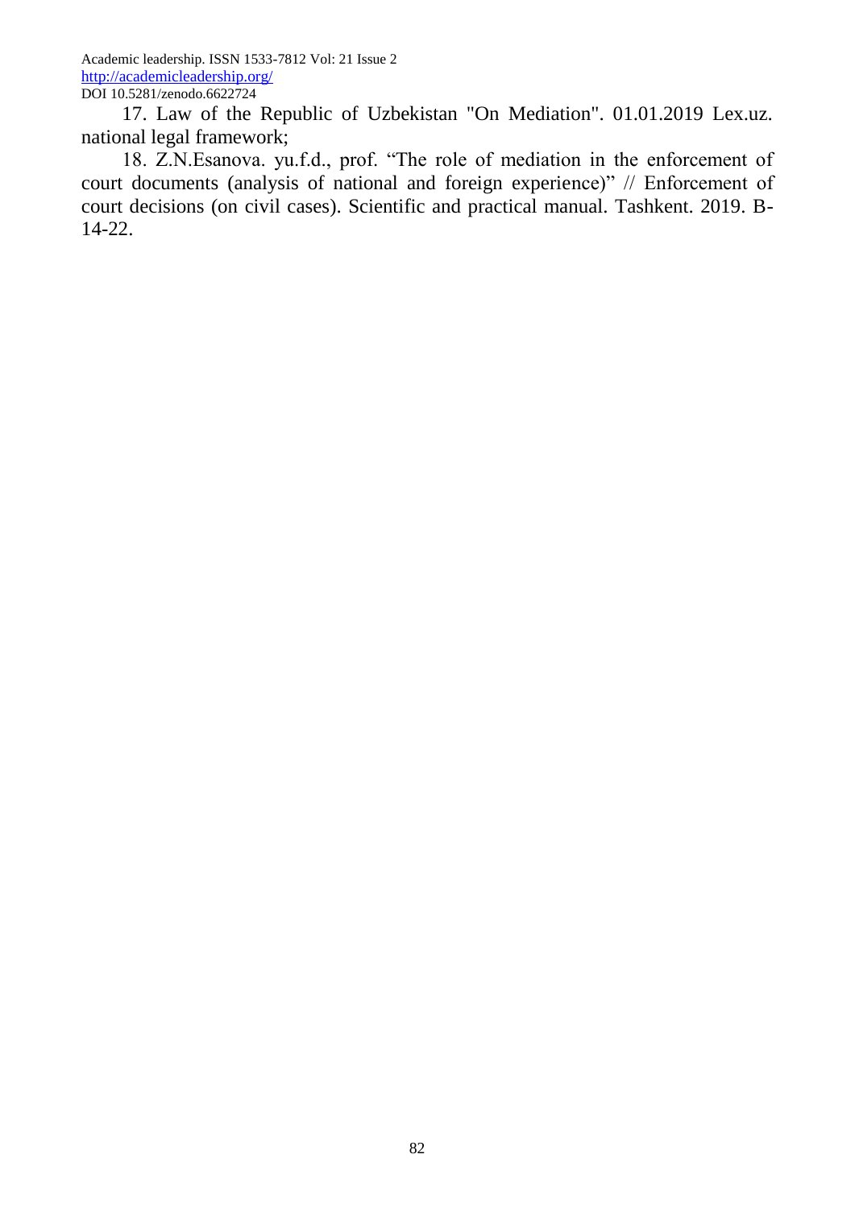17. Law of the Republic of Uzbekistan "On Mediation". 01.01.2019 Lex.uz. national legal framework;

18. Z.N.Esanova. yu.f.d., prof. “The role of mediation in the enforcement of court documents (analysis of national and foreign experience)” // Enforcement of court decisions (on civil cases). Scientific and practical manual. Tashkent. 2019. B-14-22.